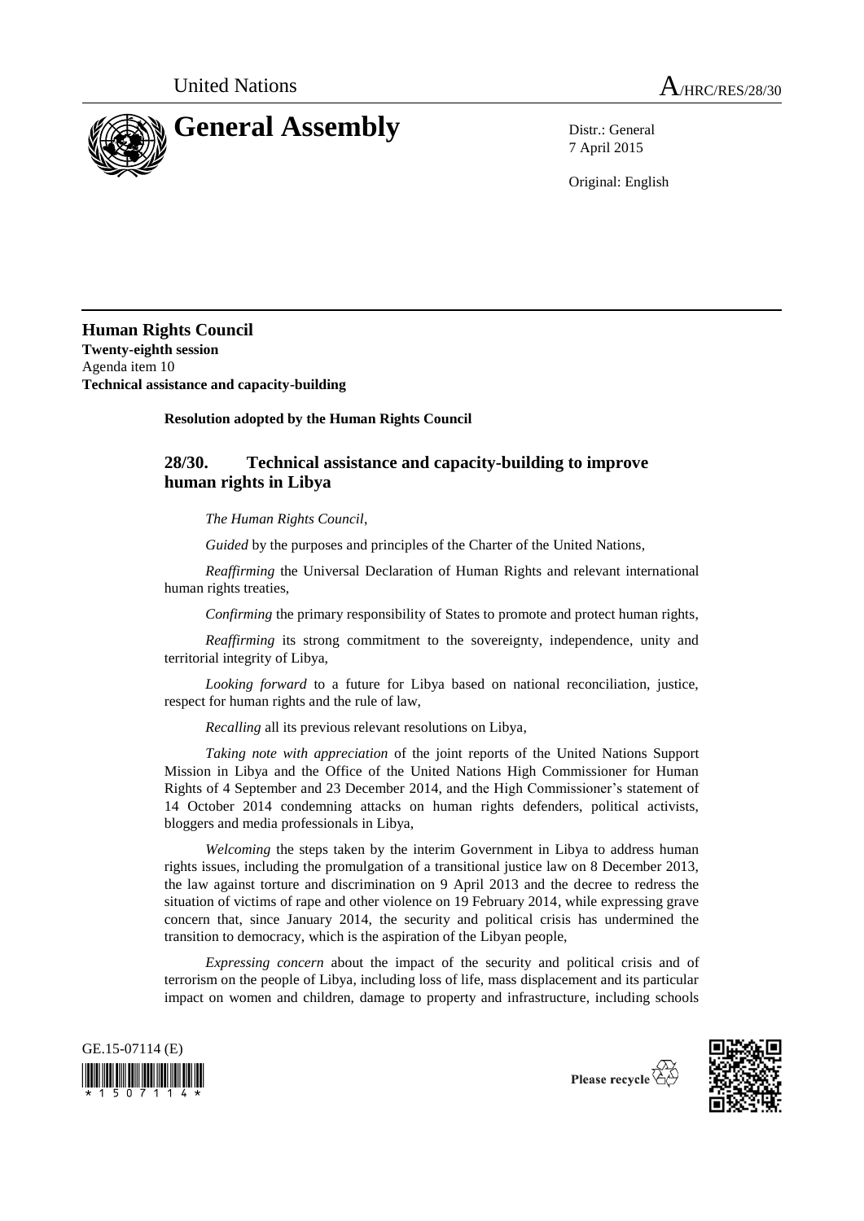United Nations

A/HRC/RES/28/30

# General Assembly

Distr.: General
7 April 2015

Original: English

## Human Rights Council

**Twenty-eighth session**
Agenda item 10
**Technical assistance and capacity-building**

**Resolution adopted by the Human Rights Council**

### 28/30. Technical assistance and capacity-building to improve human rights in Libya

*The Human Rights Council*,

*Guided* by the purposes and principles of the Charter of the United Nations,

*Reaffirming* the Universal Declaration of Human Rights and relevant international human rights treaties,

*Confirming* the primary responsibility of States to promote and protect human rights,

*Reaffirming* its strong commitment to the sovereignty, independence, unity and territorial integrity of Libya,

*Looking forward* to a future for Libya based on national reconciliation, justice, respect for human rights and the rule of law,

*Recalling* all its previous relevant resolutions on Libya,

*Taking note with appreciation* of the joint reports of the United Nations Support Mission in Libya and the Office of the United Nations High Commissioner for Human Rights of 4 September and 23 December 2014, and the High Commissioner's statement of 14 October 2014 condemning attacks on human rights defenders, political activists, bloggers and media professionals in Libya,

*Welcoming* the steps taken by the interim Government in Libya to address human rights issues, including the promulgation of a transitional justice law on 8 December 2013, the law against torture and discrimination on 9 April 2013 and the decree to redress the situation of victims of rape and other violence on 19 February 2014, while expressing grave concern that, since January 2014, the security and political crisis has undermined the transition to democracy, which is the aspiration of the Libyan people,

*Expressing concern* about the impact of the security and political crisis and of terrorism on the people of Libya, including loss of life, mass displacement and its particular impact on women and children, damage to property and infrastructure, including schools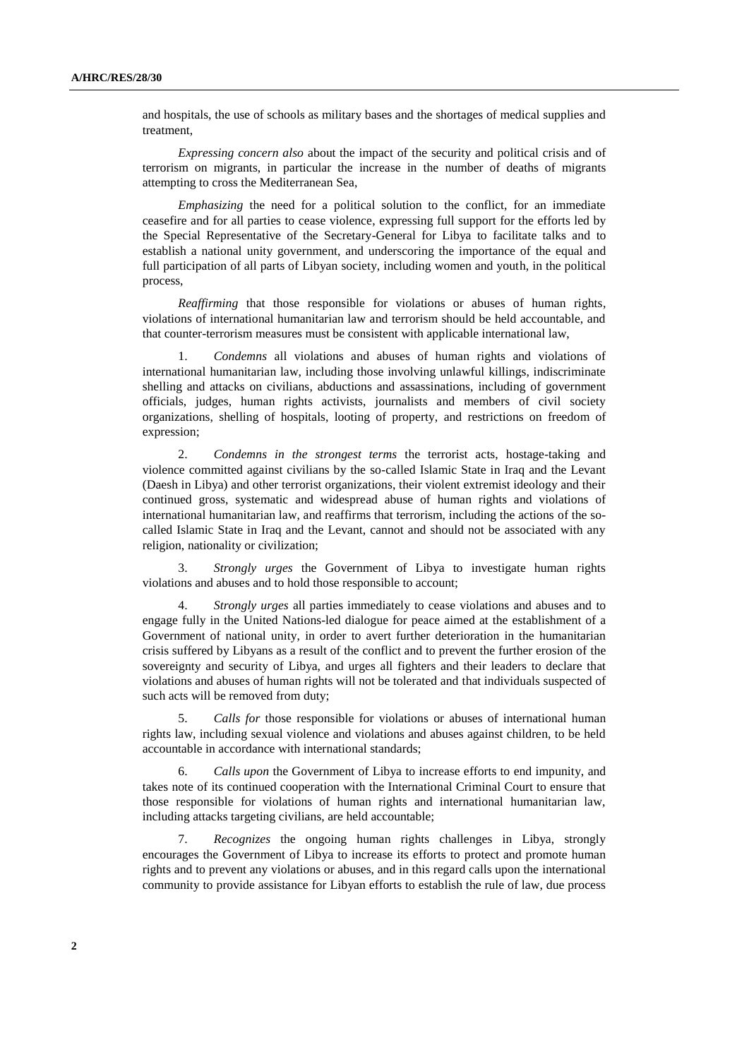and hospitals, the use of schools as military bases and the shortages of medical supplies and treatment,

*Expressing concern also* about the impact of the security and political crisis and of terrorism on migrants, in particular the increase in the number of deaths of migrants attempting to cross the Mediterranean Sea,

*Emphasizing* the need for a political solution to the conflict, for an immediate ceasefire and for all parties to cease violence, expressing full support for the efforts led by the Special Representative of the Secretary-General for Libya to facilitate talks and to establish a national unity government, and underscoring the importance of the equal and full participation of all parts of Libyan society, including women and youth, in the political process,

*Reaffirming* that those responsible for violations or abuses of human rights, violations of international humanitarian law and terrorism should be held accountable, and that counter-terrorism measures must be consistent with applicable international law,

1. *Condemns* all violations and abuses of human rights and violations of international humanitarian law, including those involving unlawful killings, indiscriminate shelling and attacks on civilians, abductions and assassinations, including of government officials, judges, human rights activists, journalists and members of civil society organizations, shelling of hospitals, looting of property, and restrictions on freedom of expression;

2. *Condemns in the strongest terms* the terrorist acts, hostage-taking and violence committed against civilians by the so-called Islamic State in Iraq and the Levant (Daesh in Libya) and other terrorist organizations, their violent extremist ideology and their continued gross, systematic and widespread abuse of human rights and violations of international humanitarian law, and reaffirms that terrorism, including the actions of the so-called Islamic State in Iraq and the Levant, cannot and should not be associated with any religion, nationality or civilization;

3. *Strongly urges* the Government of Libya to investigate human rights violations and abuses and to hold those responsible to account;

4. *Strongly urges* all parties immediately to cease violations and abuses and to engage fully in the United Nations-led dialogue for peace aimed at the establishment of a Government of national unity, in order to avert further deterioration in the humanitarian crisis suffered by Libyans as a result of the conflict and to prevent the further erosion of the sovereignty and security of Libya, and urges all fighters and their leaders to declare that violations and abuses of human rights will not be tolerated and that individuals suspected of such acts will be removed from duty;

5. *Calls for* those responsible for violations or abuses of international human rights law, including sexual violence and violations and abuses against children, to be held accountable in accordance with international standards;

6. *Calls upon* the Government of Libya to increase efforts to end impunity, and takes note of its continued cooperation with the International Criminal Court to ensure that those responsible for violations of human rights and international humanitarian law, including attacks targeting civilians, are held accountable;

7. *Recognizes* the ongoing human rights challenges in Libya, strongly encourages the Government of Libya to increase its efforts to protect and promote human rights and to prevent any violations or abuses, and in this regard calls upon the international community to provide assistance for Libyan efforts to establish the rule of law, due process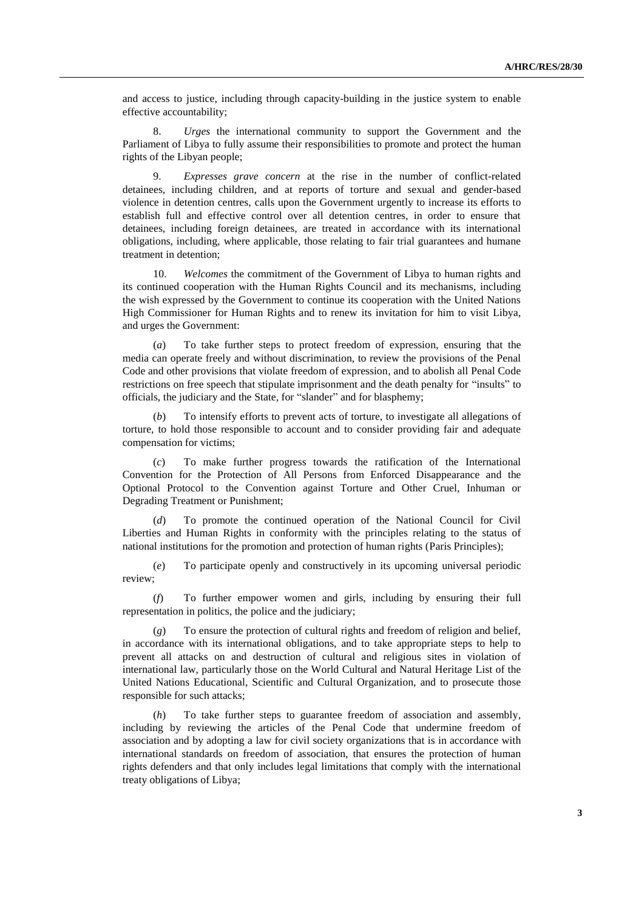and access to justice, including through capacity-building in the justice system to enable effective accountability;

8. *Urges* the international community to support the Government and the Parliament of Libya to fully assume their responsibilities to promote and protect the human rights of the Libyan people;

9. *Expresses grave concern* at the rise in the number of conflict-related detainees, including children, and at reports of torture and sexual and gender-based violence in detention centres, calls upon the Government urgently to increase its efforts to establish full and effective control over all detention centres, in order to ensure that detainees, including foreign detainees, are treated in accordance with its international obligations, including, where applicable, those relating to fair trial guarantees and humane treatment in detention;

10. *Welcomes* the commitment of the Government of Libya to human rights and its continued cooperation with the Human Rights Council and its mechanisms, including the wish expressed by the Government to continue its cooperation with the United Nations High Commissioner for Human Rights and to renew its invitation for him to visit Libya, and urges the Government:

(*a*) To take further steps to protect freedom of expression, ensuring that the media can operate freely and without discrimination, to review the provisions of the Penal Code and other provisions that violate freedom of expression, and to abolish all Penal Code restrictions on free speech that stipulate imprisonment and the death penalty for "insults" to officials, the judiciary and the State, for "slander" and for blasphemy;

(*b*) To intensify efforts to prevent acts of torture, to investigate all allegations of torture, to hold those responsible to account and to consider providing fair and adequate compensation for victims;

(*c*) To make further progress towards the ratification of the International Convention for the Protection of All Persons from Enforced Disappearance and the Optional Protocol to the Convention against Torture and Other Cruel, Inhuman or Degrading Treatment or Punishment;

(*d*) To promote the continued operation of the National Council for Civil Liberties and Human Rights in conformity with the principles relating to the status of national institutions for the promotion and protection of human rights (Paris Principles);

(*e*) To participate openly and constructively in its upcoming universal periodic review;

(*f*) To further empower women and girls, including by ensuring their full representation in politics, the police and the judiciary;

(*g*) To ensure the protection of cultural rights and freedom of religion and belief, in accordance with its international obligations, and to take appropriate steps to help to prevent all attacks on and destruction of cultural and religious sites in violation of international law, particularly those on the World Cultural and Natural Heritage List of the United Nations Educational, Scientific and Cultural Organization, and to prosecute those responsible for such attacks;

(*h*) To take further steps to guarantee freedom of association and assembly, including by reviewing the articles of the Penal Code that undermine freedom of association and by adopting a law for civil society organizations that is in accordance with international standards on freedom of association, that ensures the protection of human rights defenders and that only includes legal limitations that comply with the international treaty obligations of Libya;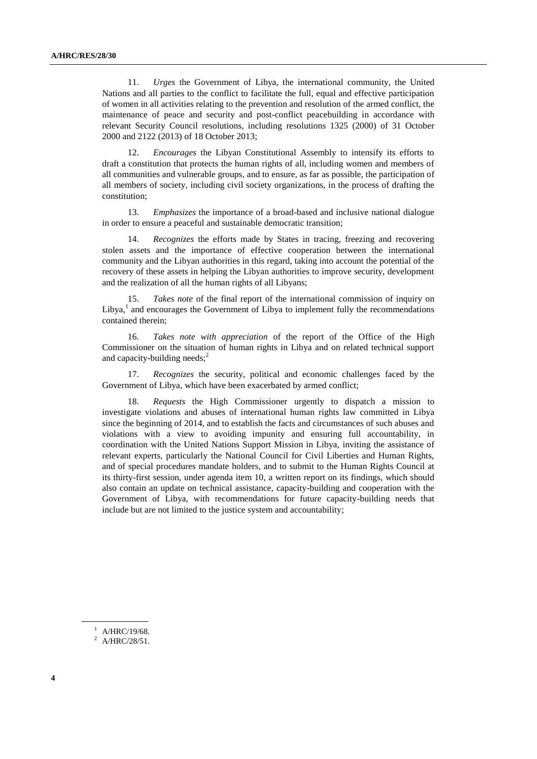11. *Urges* the Government of Libya, the international community, the United Nations and all parties to the conflict to facilitate the full, equal and effective participation of women in all activities relating to the prevention and resolution of the armed conflict, the maintenance of peace and security and post-conflict peacebuilding in accordance with relevant Security Council resolutions, including resolutions 1325 (2000) of 31 October 2000 and 2122 (2013) of 18 October 2013;

12. *Encourages* the Libyan Constitutional Assembly to intensify its efforts to draft a constitution that protects the human rights of all, including women and members of all communities and vulnerable groups, and to ensure, as far as possible, the participation of all members of society, including civil society organizations, in the process of drafting the constitution;

13. *Emphasizes* the importance of a broad-based and inclusive national dialogue in order to ensure a peaceful and sustainable democratic transition;

14. *Recognizes* the efforts made by States in tracing, freezing and recovering stolen assets and the importance of effective cooperation between the international community and the Libyan authorities in this regard, taking into account the potential of the recovery of these assets in helping the Libyan authorities to improve security, development and the realization of all the human rights of all Libyans;

15. *Takes note* of the final report of the international commission of inquiry on Libya,[1] and encourages the Government of Libya to implement fully the recommendations contained therein;

16. *Takes note with appreciation* of the report of the Office of the High Commissioner on the situation of human rights in Libya and on related technical support and capacity-building needs;[2]

17. *Recognizes* the security, political and economic challenges faced by the Government of Libya, which have been exacerbated by armed conflict;

18. *Requests* the High Commissioner urgently to dispatch a mission to investigate violations and abuses of international human rights law committed in Libya since the beginning of 2014, and to establish the facts and circumstances of such abuses and violations with a view to avoiding impunity and ensuring full accountability, in coordination with the United Nations Support Mission in Libya, inviting the assistance of relevant experts, particularly the National Council for Civil Liberties and Human Rights, and of special procedures mandate holders, and to submit to the Human Rights Council at its thirty-first session, under agenda item 10, a written report on its findings, which should also contain an update on technical assistance, capacity-building and cooperation with the Government of Libya, with recommendations for future capacity-building needs that include but are not limited to the justice system and accountability;

---

[1] A/HRC/19/68.

[2] A/HRC/28/51.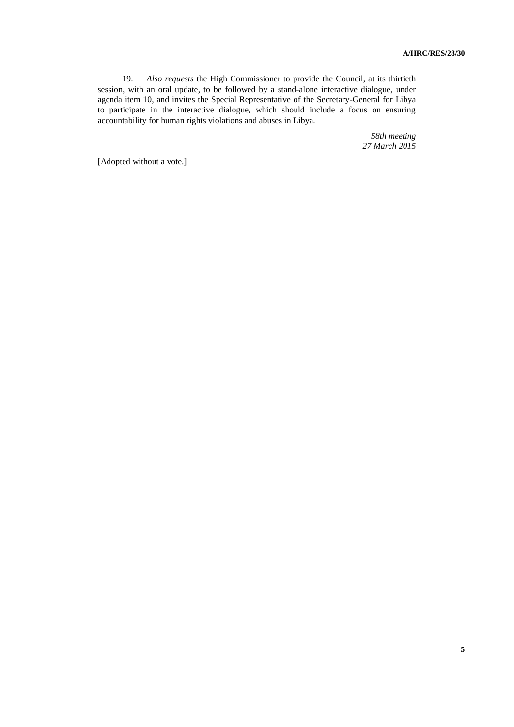19. *Also requests* the High Commissioner to provide the Council, at its thirtieth session, with an oral update, to be followed by a stand-alone interactive dialogue, under agenda item 10, and invites the Special Representative of the Secretary-General for Libya to participate in the interactive dialogue, which should include a focus on ensuring accountability for human rights violations and abuses in Libya.

*58th meeting*
*27 March 2015*

[Adopted without a vote.]